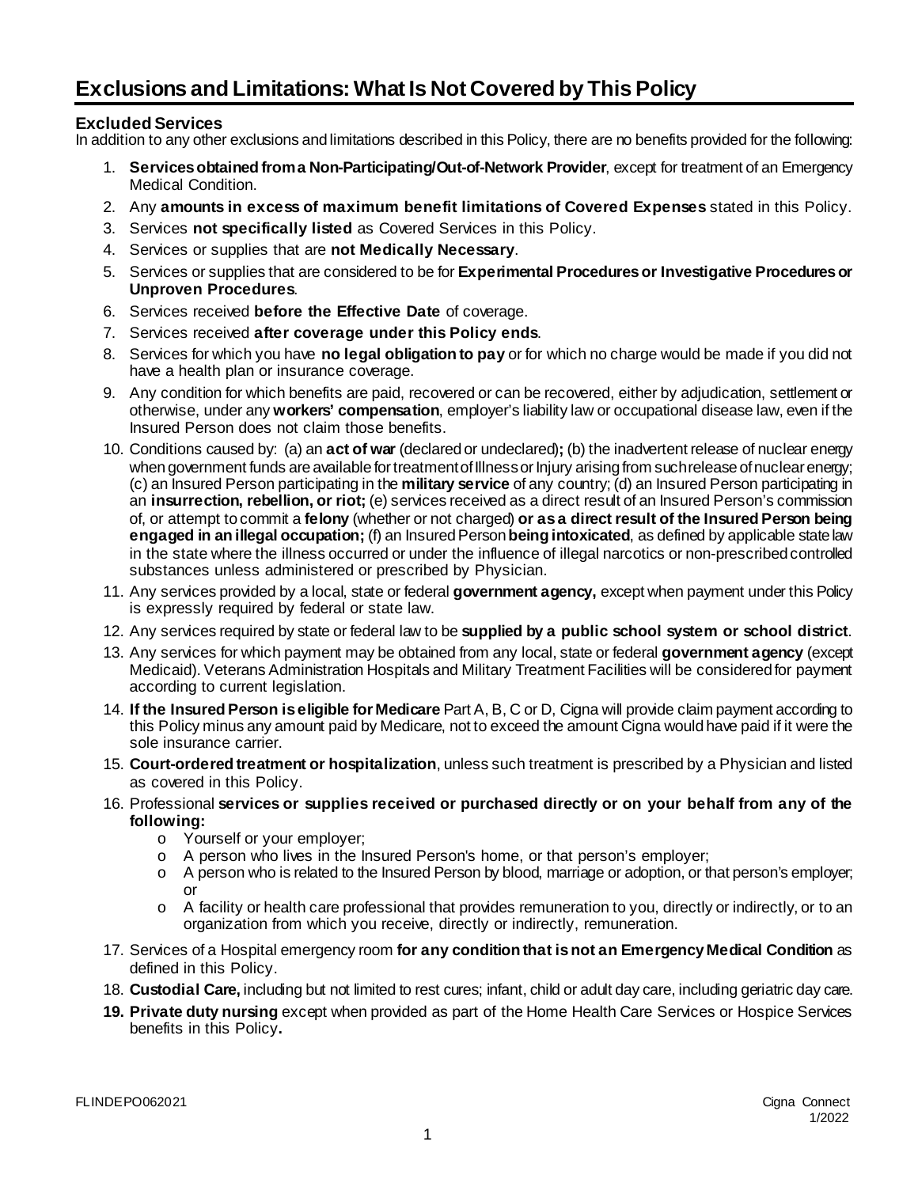# Exclusions and Limitations: What Is Not Covered by This Policy

### Excluded Services

In addition to any other exclusions and limitations described in this Policy, there are no benefits provided for the following:

1. **Services obtained from a Non-Participating/Out-of-Network Provider**, except for treatment of an Emergency Medical Condition.
2. Any **amounts in excess of maximum benefit limitations of Covered Expenses** stated in this Policy.
3. Services **not specifically listed** as Covered Services in this Policy.
4. Services or supplies that are **not Medically Necessary**.
5. Services or supplies that are considered to be for **Experimental Procedures or Investigative Procedures or Unproven Procedures**.
6. Services received **before the Effective Date** of coverage.
7. Services received **after coverage under this Policy ends**.
8. Services for which you have **no legal obligation to pay** or for which no charge would be made if you did not have a health plan or insurance coverage.
9. Any condition for which benefits are paid, recovered or can be recovered, either by adjudication, settlement or otherwise, under any **workers' compensation**, employer's liability law or occupational disease law, even if the Insured Person does not claim those benefits.
10. Conditions caused by: (a) an **act of war** (declared or undeclared)**;** (b) the inadvertent release of nuclear energy when government funds are available for treatment of Illness or Injury arising from such release of nuclear energy; (c) an Insured Person participating in the **military service** of any country; (d) an Insured Person participating in an **insurrection, rebellion, or riot;** (e) services received as a direct result of an Insured Person's commission of, or attempt to commit a **felony** (whether or not charged) **or as a direct result of the Insured Person being engaged in an illegal occupation;** (f) an Insured Person **being intoxicated**, as defined by applicable state law in the state where the illness occurred or under the influence of illegal narcotics or non-prescribed controlled substances unless administered or prescribed by Physician.
11. Any services provided by a local, state or federal **government agency,** except when payment under this Policy is expressly required by federal or state law.
12. Any services required by state or federal law to be **supplied by a public school system or school district**.
13. Any services for which payment may be obtained from any local, state or federal **government agency** (except Medicaid). Veterans Administration Hospitals and Military Treatment Facilities will be considered for payment according to current legislation.
14. **If the Insured Person is eligible for Medicare** Part A, B, C or D, Cigna will provide claim payment according to this Policy minus any amount paid by Medicare, not to exceed the amount Cigna would have paid if it were the sole insurance carrier.
15. **Court-ordered treatment or hospitalization**, unless such treatment is prescribed by a Physician and listed as covered in this Policy.
16. Professional **services or supplies received or purchased directly or on your behalf from any of the following:**
    - Yourself or your employer;
    - A person who lives in the Insured Person's home, or that person's employer;
    - A person who is related to the Insured Person by blood, marriage or adoption, or that person's employer; or
    - A facility or health care professional that provides remuneration to you, directly or indirectly, or to an organization from which you receive, directly or indirectly, remuneration.
17. Services of a Hospital emergency room **for any condition that is not an Emergency Medical Condition** as defined in this Policy.
18. **Custodial Care,** including but not limited to rest cures; infant, child or adult day care, including geriatric day care.
19. **Private duty nursing** except when provided as part of the Home Health Care Services or Hospice Services benefits in this Policy**.**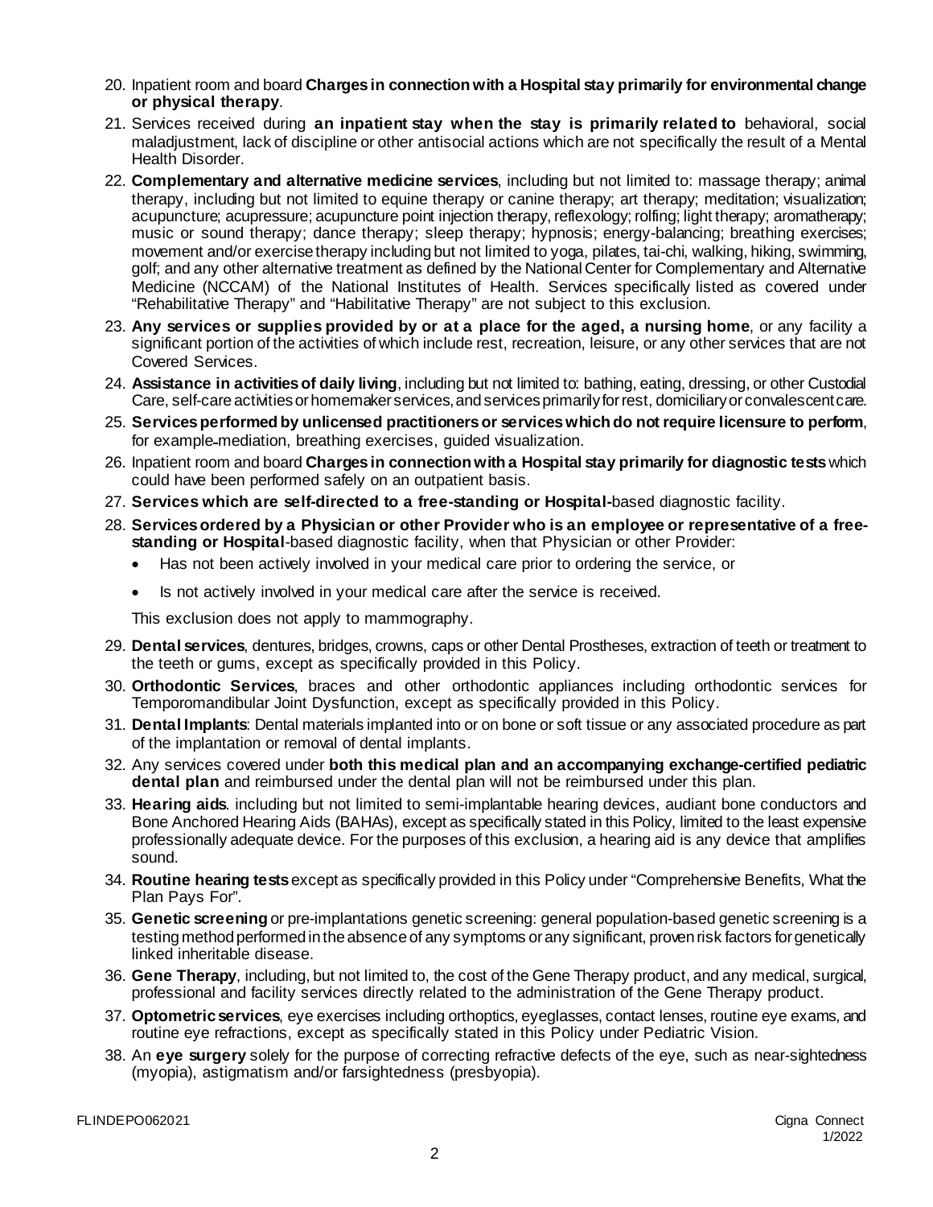20. Inpatient room and board **Charges in connection with a Hospital stay primarily for environmental change or physical therapy**.
21. Services received during **an inpatient stay when the stay is primarily related to** behavioral, social maladjustment, lack of discipline or other antisocial actions which are not specifically the result of a Mental Health Disorder.
22. **Complementary and alternative medicine services**, including but not limited to: massage therapy; animal therapy, including but not limited to equine therapy or canine therapy; art therapy; meditation; visualization; acupuncture; acupressure; acupuncture point injection therapy, reflexology; rolfing; light therapy; aromatherapy; music or sound therapy; dance therapy; sleep therapy; hypnosis; energy-balancing; breathing exercises; movement and/or exercise therapy including but not limited to yoga, pilates, tai-chi, walking, hiking, swimming, golf; and any other alternative treatment as defined by the National Center for Complementary and Alternative Medicine (NCCAM) of the National Institutes of Health. Services specifically listed as covered under "Rehabilitative Therapy" and "Habilitative Therapy" are not subject to this exclusion.
23. **Any services or supplies provided by or at a place for the aged, a nursing home**, or any facility a significant portion of the activities of which include rest, recreation, leisure, or any other services that are not Covered Services.
24. **Assistance in activities of daily living**, including but not limited to: bathing, eating, dressing, or other Custodial Care, self-care activities or homemaker services, and services primarily for rest, domiciliary or convalescent care.
25. **Services performed by unlicensed practitioners or services which do not require licensure to perform**, for example mediation, breathing exercises, guided visualization.
26. Inpatient room and board **Charges in connection with a Hospital stay primarily for diagnostic tests** which could have been performed safely on an outpatient basis.
27. **Services which are self-directed to a free-standing or Hospital-**based diagnostic facility.
28. **Services ordered by a Physician or other Provider who is an employee or representative of a free-standing or Hospital**-based diagnostic facility, when that Physician or other Provider:
    - Has not been actively involved in your medical care prior to ordering the service, or
    - Is not actively involved in your medical care after the service is received.

    This exclusion does not apply to mammography.
29. **Dental services**, dentures, bridges, crowns, caps or other Dental Prostheses, extraction of teeth or treatment to the teeth or gums, except as specifically provided in this Policy.
30. **Orthodontic Services**, braces and other orthodontic appliances including orthodontic services for Temporomandibular Joint Dysfunction, except as specifically provided in this Policy.
31. **Dental Implants**: Dental materials implanted into or on bone or soft tissue or any associated procedure as part of the implantation or removal of dental implants.
32. Any services covered under **both this medical plan and an accompanying exchange-certified pediatric dental plan** and reimbursed under the dental plan will not be reimbursed under this plan.
33. **Hearing aids**. including but not limited to semi-implantable hearing devices, audiant bone conductors and Bone Anchored Hearing Aids (BAHAs), except as specifically stated in this Policy, limited to the least expensive professionally adequate device. For the purposes of this exclusion, a hearing aid is any device that amplifies sound.
34. **Routine hearing tests** except as specifically provided in this Policy under "Comprehensive Benefits, What the Plan Pays For".
35. **Genetic screening** or pre-implantations genetic screening: general population-based genetic screening is a testing method performed in the absence of any symptoms or any significant, proven risk factors for genetically linked inheritable disease.
36. **Gene Therapy**, including, but not limited to, the cost of the Gene Therapy product, and any medical, surgical, professional and facility services directly related to the administration of the Gene Therapy product.
37. **Optometric services**, eye exercises including orthoptics, eyeglasses, contact lenses, routine eye exams, and routine eye refractions, except as specifically stated in this Policy under Pediatric Vision.
38. An **eye surgery** solely for the purpose of correcting refractive defects of the eye, such as near-sightedness (myopia), astigmatism and/or farsightedness (presbyopia).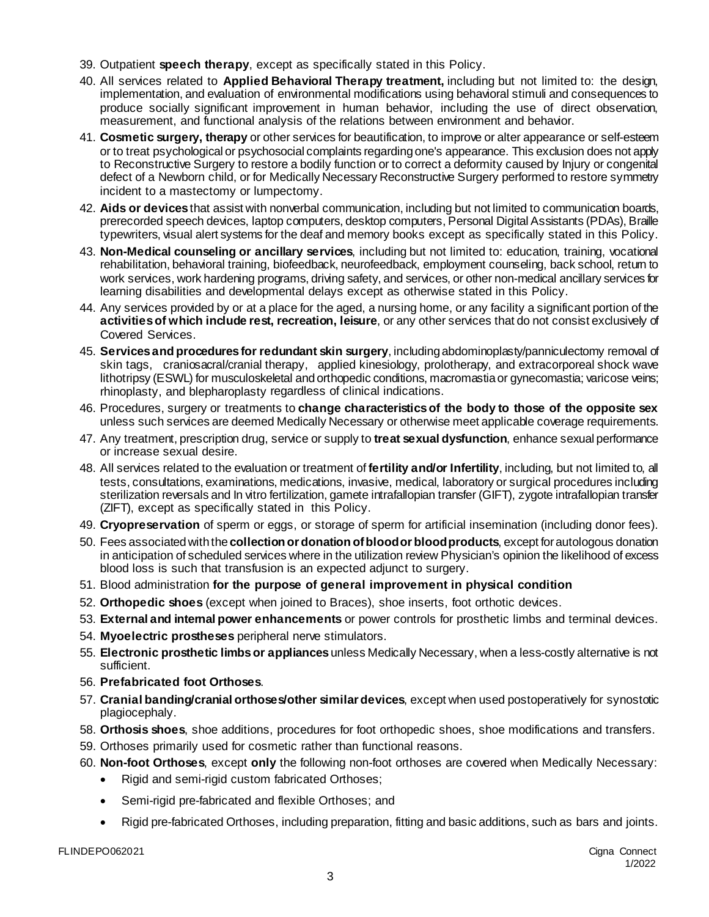39. Outpatient **speech therapy**, except as specifically stated in this Policy.
40. All services related to **Applied Behavioral Therapy treatment,** including but not limited to: the design, implementation, and evaluation of environmental modifications using behavioral stimuli and consequences to produce socially significant improvement in human behavior, including the use of direct observation, measurement, and functional analysis of the relations between environment and behavior.
41. **Cosmetic surgery, therapy** or other services for beautification, to improve or alter appearance or self-esteem or to treat psychological or psychosocial complaints regarding one's appearance. This exclusion does not apply to Reconstructive Surgery to restore a bodily function or to correct a deformity caused by Injury or congenital defect of a Newborn child, or for Medically Necessary Reconstructive Surgery performed to restore symmetry incident to a mastectomy or lumpectomy.
42. **Aids or devices** that assist with nonverbal communication, including but not limited to communication boards, prerecorded speech devices, laptop computers, desktop computers, Personal Digital Assistants (PDAs), Braille typewriters, visual alert systems for the deaf and memory books except as specifically stated in this Policy.
43. **Non-Medical counseling or ancillary services**, including but not limited to: education, training, vocational rehabilitation, behavioral training, biofeedback, neurofeedback, employment counseling, back school, return to work services, work hardening programs, driving safety, and services, or other non-medical ancillary services for learning disabilities and developmental delays except as otherwise stated in this Policy.
44. Any services provided by or at a place for the aged, a nursing home, or any facility a significant portion of the **activities of which include rest, recreation, leisure**, or any other services that do not consist exclusively of Covered Services.
45. **Services and procedures for redundant skin surgery**, including abdominoplasty/panniculectomy removal of skin tags, craniosacral/cranial therapy, applied kinesiology, prolotherapy, and extracorporeal shock wave lithotripsy (ESWL) for musculoskeletal and orthopedic conditions, macromastia or gynecomastia; varicose veins; rhinoplasty, and blepharoplasty regardless of clinical indications.
46. Procedures, surgery or treatments to **change characteristics of the body to those of the opposite sex** unless such services are deemed Medically Necessary or otherwise meet applicable coverage requirements.
47. Any treatment, prescription drug, service or supply to **treat sexual dysfunction**, enhance sexual performance or increase sexual desire.
48. All services related to the evaluation or treatment of **fertility and/or Infertility**, including, but not limited to, all tests, consultations, examinations, medications, invasive, medical, laboratory or surgical procedures including sterilization reversals and In vitro fertilization, gamete intrafallopian transfer (GIFT), zygote intrafallopian transfer (ZIFT), except as specifically stated in this Policy.
49. **Cryopreservation** of sperm or eggs, or storage of sperm for artificial insemination (including donor fees).
50. Fees associated with the **collection or donation of blood or blood products**, except for autologous donation in anticipation of scheduled services where in the utilization review Physician's opinion the likelihood of excess blood loss is such that transfusion is an expected adjunct to surgery.
51. Blood administration **for the purpose of general improvement in physical condition**
52. **Orthopedic shoes** (except when joined to Braces), shoe inserts, foot orthotic devices.
53. **External and internal power enhancements** or power controls for prosthetic limbs and terminal devices.
54. **Myoelectric prostheses** peripheral nerve stimulators.
55. **Electronic prosthetic limbs or appliances** unless Medically Necessary, when a less-costly alternative is not sufficient.
56. **Prefabricated foot Orthoses**.
57. **Cranial banding/cranial orthoses/other similar devices**, except when used postoperatively for synostotic plagiocephaly.
58. **Orthosis shoes**, shoe additions, procedures for foot orthopedic shoes, shoe modifications and transfers.
59. Orthoses primarily used for cosmetic rather than functional reasons.
60. **Non-foot Orthoses**, except **only** the following non-foot orthoses are covered when Medically Necessary:
    - Rigid and semi-rigid custom fabricated Orthoses;
    - Semi-rigid pre-fabricated and flexible Orthoses; and
    - Rigid pre-fabricated Orthoses, including preparation, fitting and basic additions, such as bars and joints.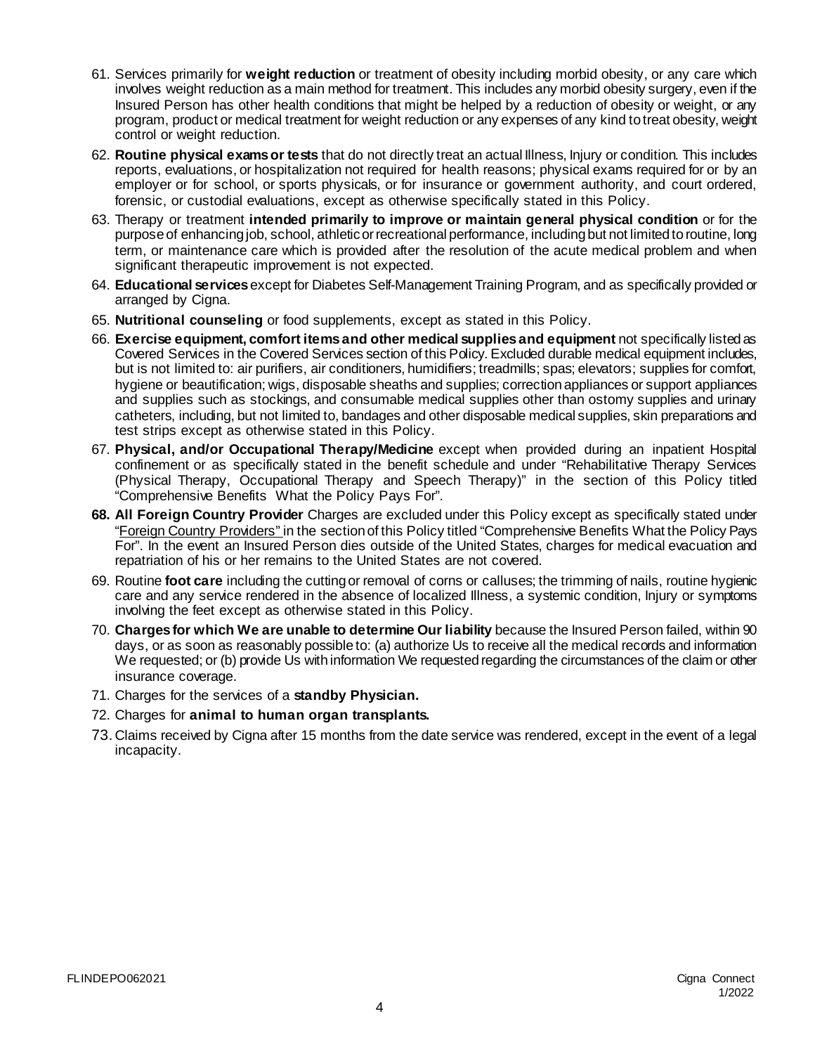61. Services primarily for **weight reduction** or treatment of obesity including morbid obesity, or any care which involves weight reduction as a main method for treatment. This includes any morbid obesity surgery, even if the Insured Person has other health conditions that might be helped by a reduction of obesity or weight, or any program, product or medical treatment for weight reduction or any expenses of any kind to treat obesity, weight control or weight reduction.
62. **Routine physical exams or tests** that do not directly treat an actual Illness, Injury or condition. This includes reports, evaluations, or hospitalization not required for health reasons; physical exams required for or by an employer or for school, or sports physicals, or for insurance or government authority, and court ordered, forensic, or custodial evaluations, except as otherwise specifically stated in this Policy.
63. Therapy or treatment **intended primarily to improve or maintain general physical condition** or for the purpose of enhancing job, school, athletic or recreational performance, including but not limited to routine, long term, or maintenance care which is provided after the resolution of the acute medical problem and when significant therapeutic improvement is not expected.
64. **Educational services** except for Diabetes Self-Management Training Program, and as specifically provided or arranged by Cigna.
65. **Nutritional counseling** or food supplements, except as stated in this Policy.
66. **Exercise equipment, comfort items and other medical supplies and equipment** not specifically listed as Covered Services in the Covered Services section of this Policy. Excluded durable medical equipment includes, but is not limited to: air purifiers, air conditioners, humidifiers; treadmills; spas; elevators; supplies for comfort, hygiene or beautification; wigs, disposable sheaths and supplies; correction appliances or support appliances and supplies such as stockings, and consumable medical supplies other than ostomy supplies and urinary catheters, including, but not limited to, bandages and other disposable medical supplies, skin preparations and test strips except as otherwise stated in this Policy.
67. **Physical, and/or Occupational Therapy/Medicine** except when provided during an inpatient Hospital confinement or as specifically stated in the benefit schedule and under "Rehabilitative Therapy Services (Physical Therapy, Occupational Therapy and Speech Therapy)" in the section of this Policy titled "Comprehensive Benefits What the Policy Pays For".
68. **All Foreign Country Provider** Charges are excluded under this Policy except as specifically stated under "Foreign Country Providers" in the section of this Policy titled "Comprehensive Benefits What the Policy Pays For". In the event an Insured Person dies outside of the United States, charges for medical evacuation and repatriation of his or her remains to the United States are not covered.
69. Routine **foot care** including the cutting or removal of corns or calluses; the trimming of nails, routine hygienic care and any service rendered in the absence of localized Illness, a systemic condition, Injury or symptoms involving the feet except as otherwise stated in this Policy.
70. **Charges for which We are unable to determine Our liability** because the Insured Person failed, within 90 days, or as soon as reasonably possible to: (a) authorize Us to receive all the medical records and information We requested; or (b) provide Us with information We requested regarding the circumstances of the claim or other insurance coverage.
71. Charges for the services of a **standby Physician.**
72. Charges for **animal to human organ transplants.**
73. Claims received by Cigna after 15 months from the date service was rendered, except in the event of a legal incapacity.

FLINDEPO062021

Cigna Connect
1/2022